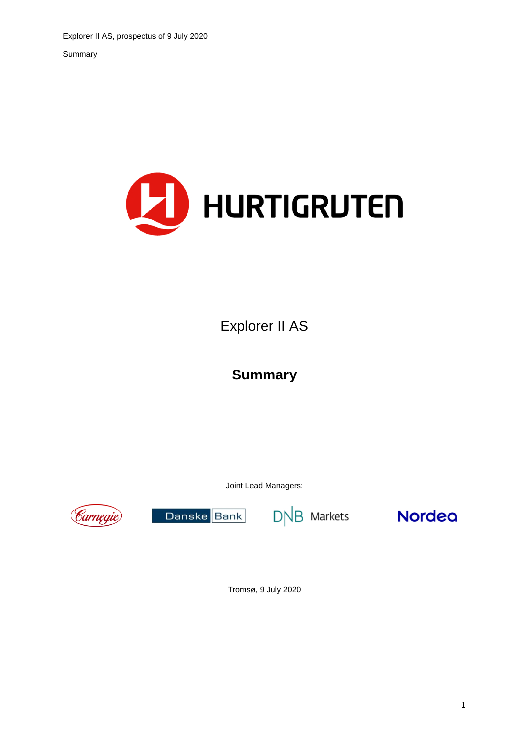HURTIGRUTEN

Explorer II AS

# Summary

Joint Lead Managers:

Carnegie Danske Bank DNB Markets Nordea

Tromsø, 9 July 2020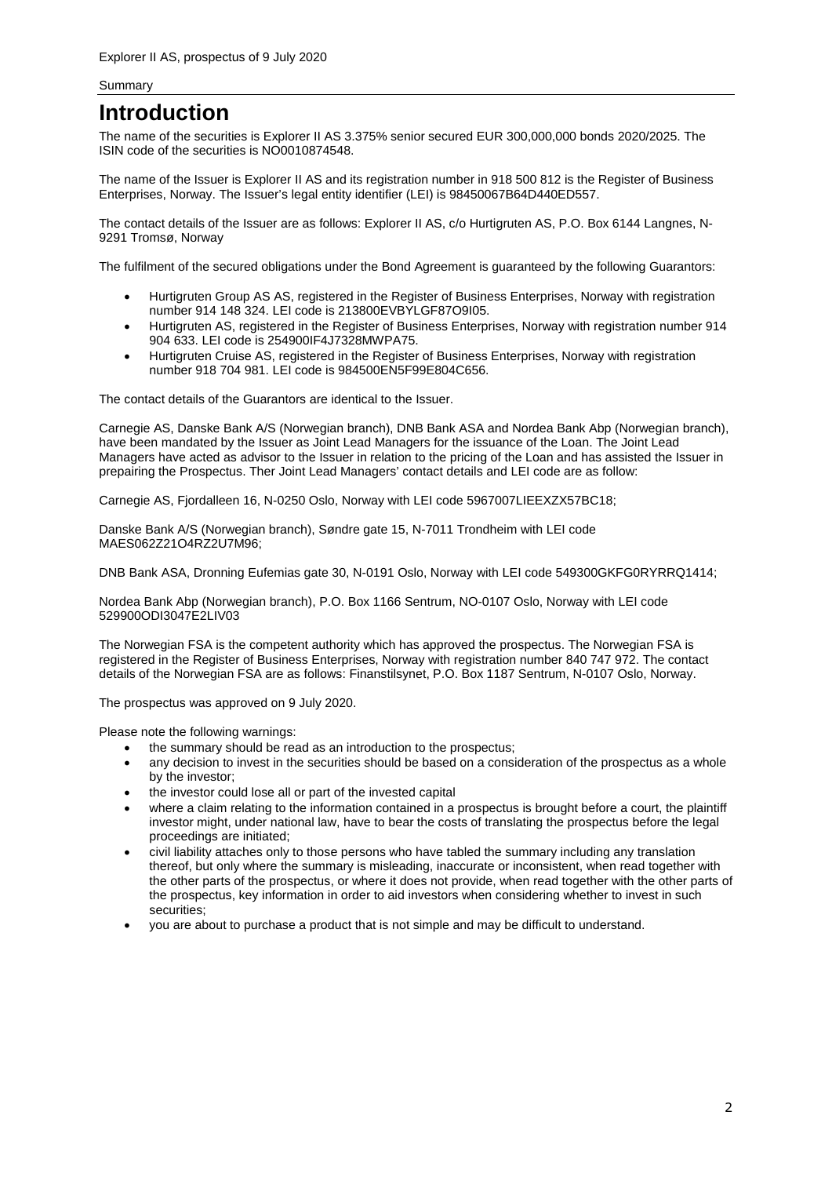# Introduction

The name of the securities is Explorer II AS 3.375% senior secured EUR 300,000,000 bonds 2020/2025. The ISIN code of the securities is NO0010874548.

The name of the Issuer is Explorer II AS and its registration number in 918 500 812 is the Register of Business Enterprises, Norway. The Issuer's legal entity identifier (LEI) is 98450067B64D440ED557.

The contact details of the Issuer are as follows: Explorer II AS, c/o Hurtigruten AS, P.O. Box 6144 Langnes, N-9291 Tromsø, Norway

The fulfilment of the secured obligations under the Bond Agreement is guaranteed by the following Guarantors:

- Hurtigruten Group AS AS, registered in the Register of Business Enterprises, Norway with registration number 914 148 324. LEI code is 213800EVBYLGF87O9I05.
- Hurtigruten AS, registered in the Register of Business Enterprises, Norway with registration number 914 904 633. LEI code is 254900IF4J7328MWPA75.
- Hurtigruten Cruise AS, registered in the Register of Business Enterprises, Norway with registration number 918 704 981. LEI code is 984500EN5F99E804C656.

The contact details of the Guarantors are identical to the Issuer.

Carnegie AS, Danske Bank A/S (Norwegian branch), DNB Bank ASA and Nordea Bank Abp (Norwegian branch), have been mandated by the Issuer as Joint Lead Managers for the issuance of the Loan. The Joint Lead Managers have acted as advisor to the Issuer in relation to the pricing of the Loan and has assisted the Issuer in prepairing the Prospectus. Ther Joint Lead Managers' contact details and LEI code are as follow:

Carnegie AS, Fjordalleen 16, N-0250 Oslo, Norway with LEI code 5967007LIEEXZX57BC18;

Danske Bank A/S (Norwegian branch), Søndre gate 15, N-7011 Trondheim with LEI code MAES062Z21O4RZ2U7M96;

DNB Bank ASA, Dronning Eufemias gate 30, N-0191 Oslo, Norway with LEI code 549300GKFG0RYRRQ1414;

Nordea Bank Abp (Norwegian branch), P.O. Box 1166 Sentrum, NO-0107 Oslo, Norway with LEI code 529900ODI3047E2LIV03

The Norwegian FSA is the competent authority which has approved the prospectus. The Norwegian FSA is registered in the Register of Business Enterprises, Norway with registration number 840 747 972. The contact details of the Norwegian FSA are as follows: Finanstilsynet, P.O. Box 1187 Sentrum, N-0107 Oslo, Norway.

The prospectus was approved on 9 July 2020.

Please note the following warnings:

- the summary should be read as an introduction to the prospectus;
- any decision to invest in the securities should be based on a consideration of the prospectus as a whole by the investor;
- the investor could lose all or part of the invested capital
- where a claim relating to the information contained in a prospectus is brought before a court, the plaintiff investor might, under national law, have to bear the costs of translating the prospectus before the legal proceedings are initiated;
- civil liability attaches only to those persons who have tabled the summary including any translation thereof, but only where the summary is misleading, inaccurate or inconsistent, when read together with the other parts of the prospectus, or where it does not provide, when read together with the other parts of the prospectus, key information in order to aid investors when considering whether to invest in such securities;
- you are about to purchase a product that is not simple and may be difficult to understand.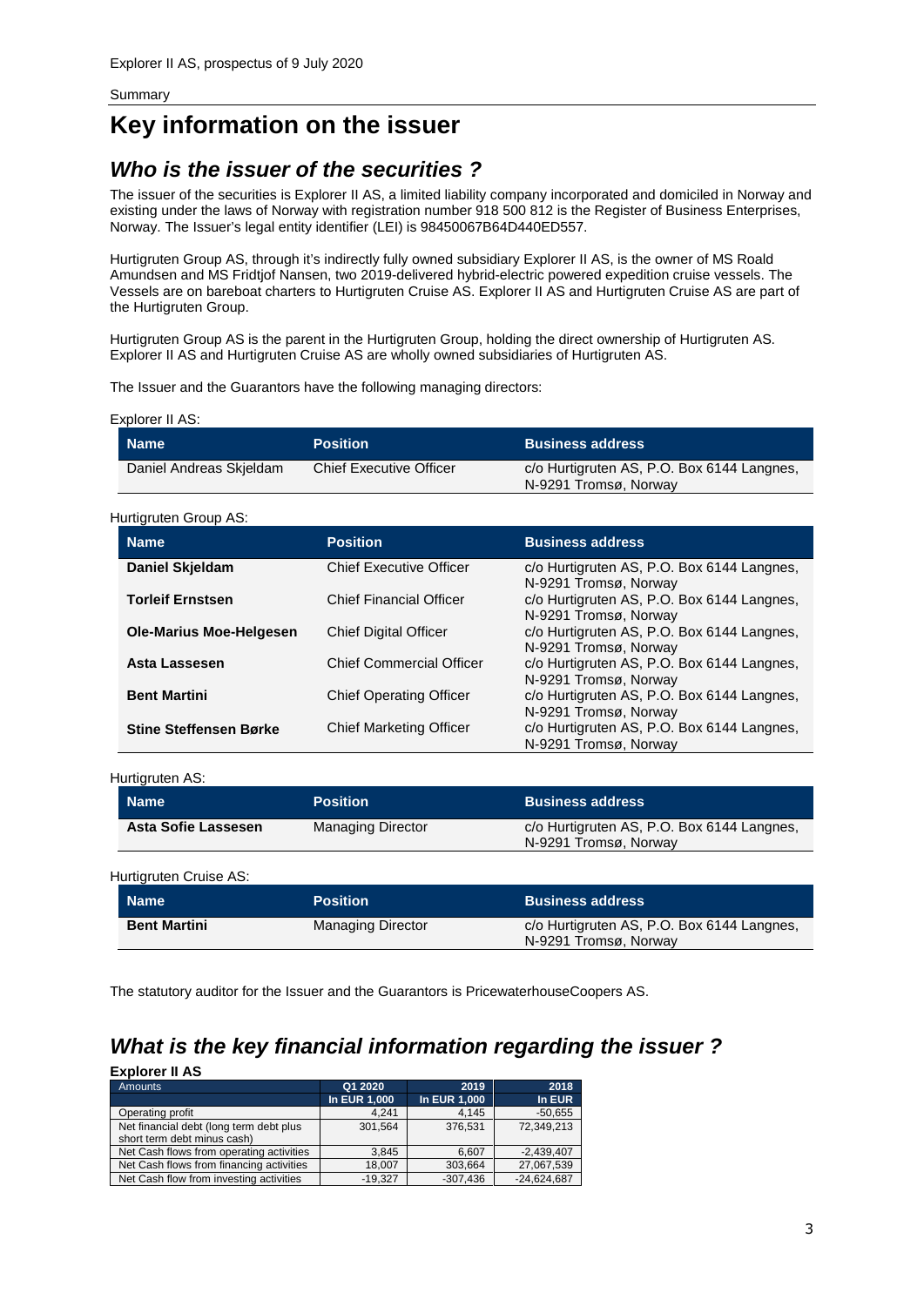Summary

# Key information on the issuer

## *Who is the issuer of the securities ?*

The issuer of the securities is Explorer II AS, a limited liability company incorporated and domiciled in Norway and existing under the laws of Norway with registration number 918 500 812 is the Register of Business Enterprises, Norway. The Issuer's legal entity identifier (LEI) is 98450067B64D440ED557.

Hurtigruten Group AS, through it's indirectly fully owned subsidiary Explorer II AS, is the owner of MS Roald Amundsen and MS Fridtjof Nansen, two 2019-delivered hybrid-electric powered expedition cruise vessels. The Vessels are on bareboat charters to Hurtigruten Cruise AS. Explorer II AS and Hurtigruten Cruise AS are part of the Hurtigruten Group.

Hurtigruten Group AS is the parent in the Hurtigruten Group, holding the direct ownership of Hurtigruten AS. Explorer II AS and Hurtigruten Cruise AS are wholly owned subsidiaries of Hurtigruten AS.

The Issuer and the Guarantors have the following managing directors:

Explorer II AS:

| Name | Position | Business address |
|---|---|---|
| Daniel Andreas Skjeldam | Chief Executive Officer | c/o Hurtigruten AS, P.O. Box 6144 Langnes, N-9291 Tromsø, Norway |

Hurtigruten Group AS:

| Name | Position | Business address |
|---|---|---|
| **Daniel Skjeldam** | Chief Executive Officer | c/o Hurtigruten AS, P.O. Box 6144 Langnes, N-9291 Tromsø, Norway |
| **Torleif Ernstsen** | Chief Financial Officer | c/o Hurtigruten AS, P.O. Box 6144 Langnes, N-9291 Tromsø, Norway |
| **Ole-Marius Moe-Helgesen** | Chief Digital Officer | c/o Hurtigruten AS, P.O. Box 6144 Langnes, N-9291 Tromsø, Norway |
| **Asta Lassesen** | Chief Commercial Officer | c/o Hurtigruten AS, P.O. Box 6144 Langnes, N-9291 Tromsø, Norway |
| **Bent Martini** | Chief Operating Officer | c/o Hurtigruten AS, P.O. Box 6144 Langnes, N-9291 Tromsø, Norway |
| **Stine Steffensen Børke** | Chief Marketing Officer | c/o Hurtigruten AS, P.O. Box 6144 Langnes, N-9291 Tromsø, Norway |

Hurtigruten AS:

| Name | Position | Business address |
|---|---|---|
| **Asta Sofie Lassesen** | Managing Director | c/o Hurtigruten AS, P.O. Box 6144 Langnes, N-9291 Tromsø, Norway |

Hurtigruten Cruise AS:

| Name | Position | Business address |
|---|---|---|
| **Bent Martini** | Managing Director | c/o Hurtigruten AS, P.O. Box 6144 Langnes, N-9291 Tromsø, Norway |

The statutory auditor for the Issuer and the Guarantors is PricewaterhouseCoopers AS.

## *What is the key financial information regarding the issuer ?*

**Explorer II AS**

| Amounts | Q1 2020 | 2019 | 2018 |
|---|---|---|---|
| | In EUR 1,000 | In EUR 1,000 | In EUR |
| Operating profit | 4,241 | 4,145 | -50,655 |
| Net financial debt (long term debt plus short term debt minus cash) | 301,564 | 376,531 | 72,349,213 |
| Net Cash flows from operating activities | 3,845 | 6,607 | -2,439,407 |
| Net Cash flows from financing activities | 18,007 | 303,664 | 27,067,539 |
| Net Cash flow from investing activities | -19,327 | -307,436 | -24,624,687 |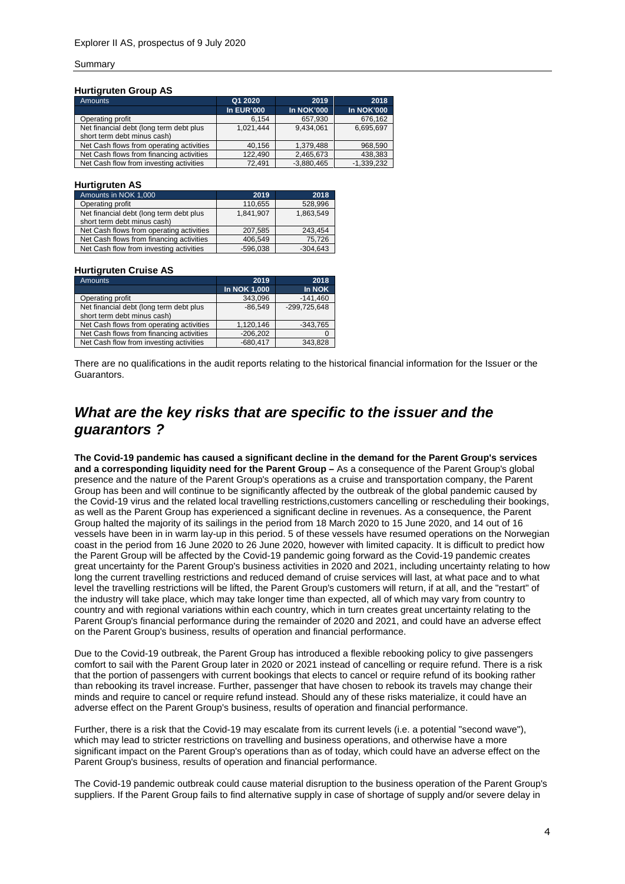**Hurtigruten Group AS**

| Amounts | Q1 2020 | 2019 | 2018 |
|---|---|---|---|
| | In EUR'000 | In NOK'000 | In NOK'000 |
| Operating profit | 6,154 | 657,930 | 676,162 |
| Net financial debt (long term debt plus short term debt minus cash) | 1,021,444 | 9,434,061 | 6,695,697 |
| Net Cash flows from operating activities | 40,156 | 1,379,488 | 968,590 |
| Net Cash flows from financing activities | 122,490 | 2,465,673 | 438,383 |
| Net Cash flow from investing activities | 72,491 | -3,880,465 | -1,339,232 |

**Hurtigruten AS**

| Amounts in NOK 1,000 | 2019 | 2018 |
|---|---|---|
| Operating profit | 110,655 | 528,996 |
| Net financial debt (long term debt plus short term debt minus cash) | 1,841,907 | 1,863,549 |
| Net Cash flows from operating activities | 207,585 | 243,454 |
| Net Cash flows from financing activities | 406,549 | 75,726 |
| Net Cash flow from investing activities | -596,038 | -304,643 |

**Hurtigruten Cruise AS**

| Amounts | 2019 | 2018 |
|---|---|---|
| | In NOK 1,000 | In NOK |
| Operating profit | 343,096 | -141,460 |
| Net financial debt (long term debt plus short term debt minus cash) | -86,549 | -299,725,648 |
| Net Cash flows from operating activities | 1,120,146 | -343,765 |
| Net Cash flows from financing activities | -206,202 | 0 |
| Net Cash flow from investing activities | -680,417 | 343,828 |

There are no qualifications in the audit reports relating to the historical financial information for the Issuer or the Guarantors.

## *What are the key risks that are specific to the issuer and the guarantors ?*

**The Covid-19 pandemic has caused a significant decline in the demand for the Parent Group's services and a corresponding liquidity need for the Parent Group –** As a consequence of the Parent Group's global presence and the nature of the Parent Group's operations as a cruise and transportation company, the Parent Group has been and will continue to be significantly affected by the outbreak of the global pandemic caused by the Covid-19 virus and the related local travelling restrictions,customers cancelling or rescheduling their bookings, as well as the Parent Group has experienced a significant decline in revenues. As a consequence, the Parent Group halted the majority of its sailings in the period from 18 March 2020 to 15 June 2020, and 14 out of 16 vessels have been in in warm lay-up in this period. 5 of these vessels have resumed operations on the Norwegian coast in the period from 16 June 2020 to 26 June 2020, however with limited capacity. It is difficult to predict how the Parent Group will be affected by the Covid-19 pandemic going forward as the Covid-19 pandemic creates great uncertainty for the Parent Group's business activities in 2020 and 2021, including uncertainty relating to how long the current travelling restrictions and reduced demand of cruise services will last, at what pace and to what level the travelling restrictions will be lifted, the Parent Group's customers will return, if at all, and the "restart" of the industry will take place, which may take longer time than expected, all of which may vary from country to country and with regional variations within each country, which in turn creates great uncertainty relating to the Parent Group's financial performance during the remainder of 2020 and 2021, and could have an adverse effect on the Parent Group's business, results of operation and financial performance.

Due to the Covid-19 outbreak, the Parent Group has introduced a flexible rebooking policy to give passengers comfort to sail with the Parent Group later in 2020 or 2021 instead of cancelling or require refund. There is a risk that the portion of passengers with current bookings that elects to cancel or require refund of its booking rather than rebooking its travel increase. Further, passenger that have chosen to rebook its travels may change their minds and require to cancel or require refund instead. Should any of these risks materialize, it could have an adverse effect on the Parent Group's business, results of operation and financial performance.

Further, there is a risk that the Covid-19 may escalate from its current levels (i.e. a potential "second wave"), which may lead to stricter restrictions on travelling and business operations, and otherwise have a more significant impact on the Parent Group's operations than as of today, which could have an adverse effect on the Parent Group's business, results of operation and financial performance.

The Covid-19 pandemic outbreak could cause material disruption to the business operation of the Parent Group's suppliers. If the Parent Group fails to find alternative supply in case of shortage of supply and/or severe delay in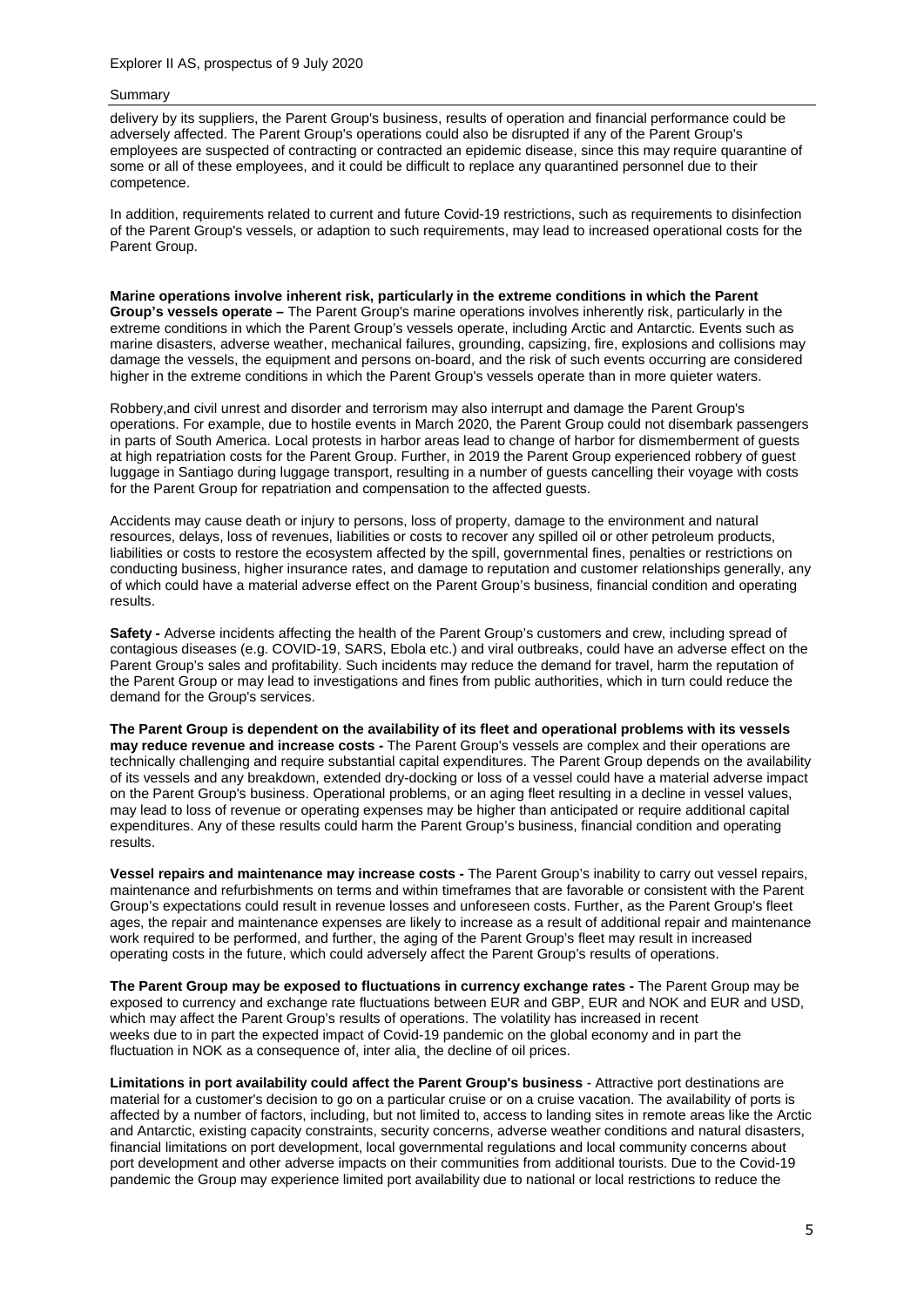delivery by its suppliers, the Parent Group's business, results of operation and financial performance could be adversely affected. The Parent Group's operations could also be disrupted if any of the Parent Group's employees are suspected of contracting or contracted an epidemic disease, since this may require quarantine of some or all of these employees, and it could be difficult to replace any quarantined personnel due to their competence.

In addition, requirements related to current and future Covid-19 restrictions, such as requirements to disinfection of the Parent Group's vessels, or adaption to such requirements, may lead to increased operational costs for the Parent Group.

**Marine operations involve inherent risk, particularly in the extreme conditions in which the Parent Group's vessels operate –** The Parent Group's marine operations involves inherently risk, particularly in the extreme conditions in which the Parent Group's vessels operate, including Arctic and Antarctic. Events such as marine disasters, adverse weather, mechanical failures, grounding, capsizing, fire, explosions and collisions may damage the vessels, the equipment and persons on-board, and the risk of such events occurring are considered higher in the extreme conditions in which the Parent Group's vessels operate than in more quieter waters.

Robbery,and civil unrest and disorder and terrorism may also interrupt and damage the Parent Group's operations. For example, due to hostile events in March 2020, the Parent Group could not disembark passengers in parts of South America. Local protests in harbor areas lead to change of harbor for dismemberment of guests at high repatriation costs for the Parent Group. Further, in 2019 the Parent Group experienced robbery of guest luggage in Santiago during luggage transport, resulting in a number of guests cancelling their voyage with costs for the Parent Group for repatriation and compensation to the affected guests.

Accidents may cause death or injury to persons, loss of property, damage to the environment and natural resources, delays, loss of revenues, liabilities or costs to recover any spilled oil or other petroleum products, liabilities or costs to restore the ecosystem affected by the spill, governmental fines, penalties or restrictions on conducting business, higher insurance rates, and damage to reputation and customer relationships generally, any of which could have a material adverse effect on the Parent Group's business, financial condition and operating results.

**Safety -** Adverse incidents affecting the health of the Parent Group's customers and crew, including spread of contagious diseases (e.g. COVID-19, SARS, Ebola etc.) and viral outbreaks, could have an adverse effect on the Parent Group's sales and profitability. Such incidents may reduce the demand for travel, harm the reputation of the Parent Group or may lead to investigations and fines from public authorities, which in turn could reduce the demand for the Group's services.

**The Parent Group is dependent on the availability of its fleet and operational problems with its vessels may reduce revenue and increase costs -** The Parent Group's vessels are complex and their operations are technically challenging and require substantial capital expenditures. The Parent Group depends on the availability of its vessels and any breakdown, extended dry-docking or loss of a vessel could have a material adverse impact on the Parent Group's business. Operational problems, or an aging fleet resulting in a decline in vessel values, may lead to loss of revenue or operating expenses may be higher than anticipated or require additional capital expenditures. Any of these results could harm the Parent Group's business, financial condition and operating results.

**Vessel repairs and maintenance may increase costs -** The Parent Group's inability to carry out vessel repairs, maintenance and refurbishments on terms and within timeframes that are favorable or consistent with the Parent Group's expectations could result in revenue losses and unforeseen costs. Further, as the Parent Group's fleet ages, the repair and maintenance expenses are likely to increase as a result of additional repair and maintenance work required to be performed, and further, the aging of the Parent Group's fleet may result in increased operating costs in the future, which could adversely affect the Parent Group's results of operations.

**The Parent Group may be exposed to fluctuations in currency exchange rates -** The Parent Group may be exposed to currency and exchange rate fluctuations between EUR and GBP, EUR and NOK and EUR and USD, which may affect the Parent Group's results of operations. The volatility has increased in recent weeks due to in part the expected impact of Covid-19 pandemic on the global economy and in part the fluctuation in NOK as a consequence of, inter alia¸ the decline of oil prices.

**Limitations in port availability could affect the Parent Group's business** - Attractive port destinations are material for a customer's decision to go on a particular cruise or on a cruise vacation. The availability of ports is affected by a number of factors, including, but not limited to, access to landing sites in remote areas like the Arctic and Antarctic, existing capacity constraints, security concerns, adverse weather conditions and natural disasters, financial limitations on port development, local governmental regulations and local community concerns about port development and other adverse impacts on their communities from additional tourists. Due to the Covid-19 pandemic the Group may experience limited port availability due to national or local restrictions to reduce the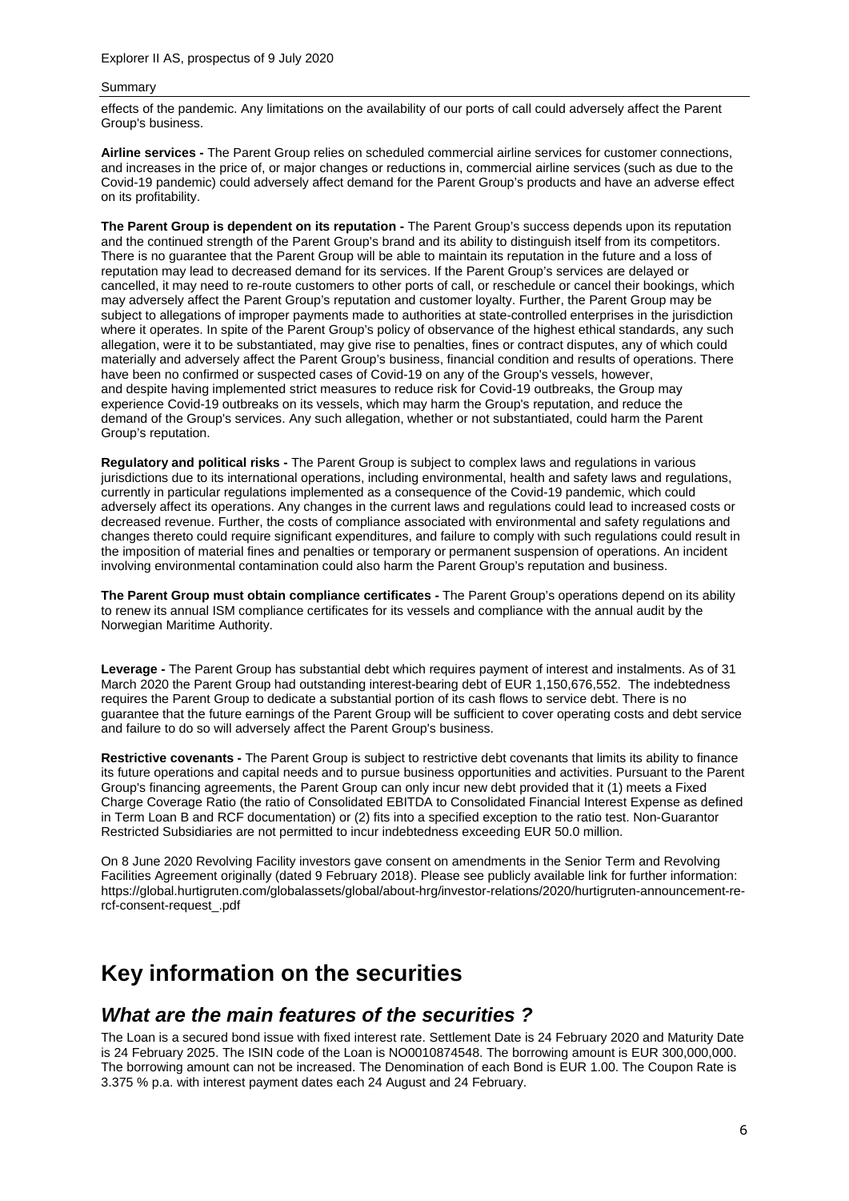effects of the pandemic. Any limitations on the availability of our ports of call could adversely affect the Parent Group's business.

**Airline services -** The Parent Group relies on scheduled commercial airline services for customer connections, and increases in the price of, or major changes or reductions in, commercial airline services (such as due to the Covid-19 pandemic) could adversely affect demand for the Parent Group's products and have an adverse effect on its profitability.

**The Parent Group is dependent on its reputation -** The Parent Group's success depends upon its reputation and the continued strength of the Parent Group's brand and its ability to distinguish itself from its competitors. There is no guarantee that the Parent Group will be able to maintain its reputation in the future and a loss of reputation may lead to decreased demand for its services. If the Parent Group's services are delayed or cancelled, it may need to re-route customers to other ports of call, or reschedule or cancel their bookings, which may adversely affect the Parent Group's reputation and customer loyalty. Further, the Parent Group may be subject to allegations of improper payments made to authorities at state-controlled enterprises in the jurisdiction where it operates. In spite of the Parent Group's policy of observance of the highest ethical standards, any such allegation, were it to be substantiated, may give rise to penalties, fines or contract disputes, any of which could materially and adversely affect the Parent Group's business, financial condition and results of operations. There have been no confirmed or suspected cases of Covid-19 on any of the Group's vessels, however, and despite having implemented strict measures to reduce risk for Covid-19 outbreaks, the Group may experience Covid-19 outbreaks on its vessels, which may harm the Group's reputation, and reduce the demand of the Group's services. Any such allegation, whether or not substantiated, could harm the Parent Group's reputation.

**Regulatory and political risks -** The Parent Group is subject to complex laws and regulations in various jurisdictions due to its international operations, including environmental, health and safety laws and regulations, currently in particular regulations implemented as a consequence of the Covid-19 pandemic, which could adversely affect its operations. Any changes in the current laws and regulations could lead to increased costs or decreased revenue. Further, the costs of compliance associated with environmental and safety regulations and changes thereto could require significant expenditures, and failure to comply with such regulations could result in the imposition of material fines and penalties or temporary or permanent suspension of operations. An incident involving environmental contamination could also harm the Parent Group's reputation and business.

**The Parent Group must obtain compliance certificates -** The Parent Group's operations depend on its ability to renew its annual ISM compliance certificates for its vessels and compliance with the annual audit by the Norwegian Maritime Authority.

**Leverage -** The Parent Group has substantial debt which requires payment of interest and instalments. As of 31 March 2020 the Parent Group had outstanding interest-bearing debt of EUR 1,150,676,552. The indebtedness requires the Parent Group to dedicate a substantial portion of its cash flows to service debt. There is no guarantee that the future earnings of the Parent Group will be sufficient to cover operating costs and debt service and failure to do so will adversely affect the Parent Group's business.

**Restrictive covenants -** The Parent Group is subject to restrictive debt covenants that limits its ability to finance its future operations and capital needs and to pursue business opportunities and activities. Pursuant to the Parent Group's financing agreements, the Parent Group can only incur new debt provided that it (1) meets a Fixed Charge Coverage Ratio (the ratio of Consolidated EBITDA to Consolidated Financial Interest Expense as defined in Term Loan B and RCF documentation) or (2) fits into a specified exception to the ratio test. Non-Guarantor Restricted Subsidiaries are not permitted to incur indebtedness exceeding EUR 50.0 million.

On 8 June 2020 Revolving Facility investors gave consent on amendments in the Senior Term and Revolving Facilities Agreement originally (dated 9 February 2018). Please see publicly available link for further information: https://global.hurtigruten.com/globalassets/global/about-hrg/investor-relations/2020/hurtigruten-announcement-re-rcf-consent-request_.pdf

# Key information on the securities

## *What are the main features of the securities ?*

The Loan is a secured bond issue with fixed interest rate. Settlement Date is 24 February 2020 and Maturity Date is 24 February 2025. The ISIN code of the Loan is NO0010874548. The borrowing amount is EUR 300,000,000. The borrowing amount can not be increased. The Denomination of each Bond is EUR 1.00. The Coupon Rate is 3.375 % p.a. with interest payment dates each 24 August and 24 February.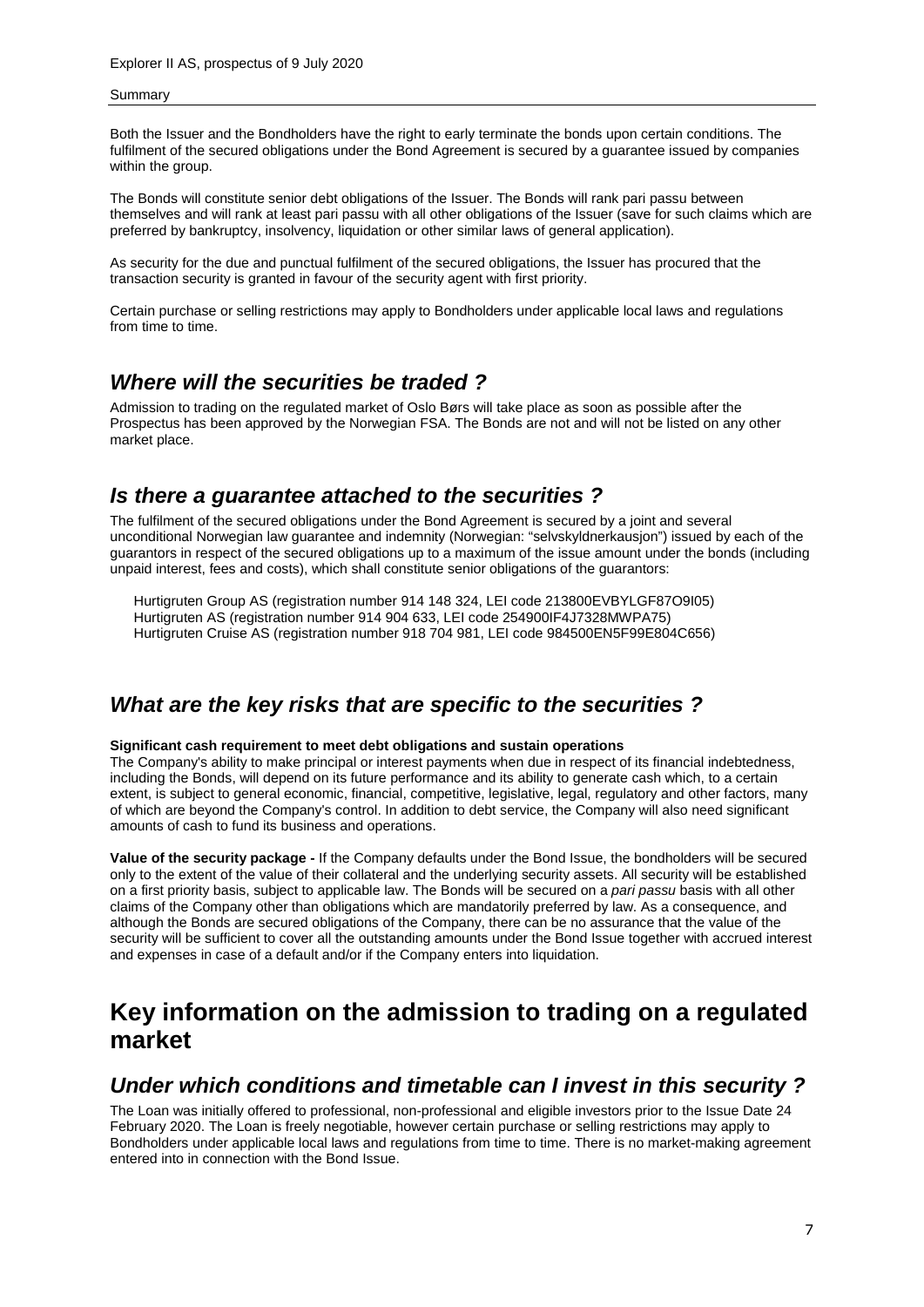Both the Issuer and the Bondholders have the right to early terminate the bonds upon certain conditions. The fulfilment of the secured obligations under the Bond Agreement is secured by a guarantee issued by companies within the group.

The Bonds will constitute senior debt obligations of the Issuer. The Bonds will rank pari passu between themselves and will rank at least pari passu with all other obligations of the Issuer (save for such claims which are preferred by bankruptcy, insolvency, liquidation or other similar laws of general application).

As security for the due and punctual fulfilment of the secured obligations, the Issuer has procured that the transaction security is granted in favour of the security agent with first priority.

Certain purchase or selling restrictions may apply to Bondholders under applicable local laws and regulations from time to time.

## *Where will the securities be traded ?*

Admission to trading on the regulated market of Oslo Børs will take place as soon as possible after the Prospectus has been approved by the Norwegian FSA. The Bonds are not and will not be listed on any other market place.

## *Is there a guarantee attached to the securities ?*

The fulfilment of the secured obligations under the Bond Agreement is secured by a joint and several unconditional Norwegian law guarantee and indemnity (Norwegian: "selvskyldnerkausjon") issued by each of the guarantors in respect of the secured obligations up to a maximum of the issue amount under the bonds (including unpaid interest, fees and costs), which shall constitute senior obligations of the guarantors:

Hurtigruten Group AS (registration number 914 148 324, LEI code 213800EVBYLGF87O9I05)
Hurtigruten AS (registration number 914 904 633, LEI code 254900IF4J7328MWPA75)
Hurtigruten Cruise AS (registration number 918 704 981, LEI code 984500EN5F99E804C656)

## *What are the key risks that are specific to the securities ?*

**Significant cash requirement to meet debt obligations and sustain operations**
The Company's ability to make principal or interest payments when due in respect of its financial indebtedness, including the Bonds, will depend on its future performance and its ability to generate cash which, to a certain extent, is subject to general economic, financial, competitive, legislative, legal, regulatory and other factors, many of which are beyond the Company's control. In addition to debt service, the Company will also need significant amounts of cash to fund its business and operations.

**Value of the security package -** If the Company defaults under the Bond Issue, the bondholders will be secured only to the extent of the value of their collateral and the underlying security assets. All security will be established on a first priority basis, subject to applicable law. The Bonds will be secured on a *pari passu* basis with all other claims of the Company other than obligations which are mandatorily preferred by law. As a consequence, and although the Bonds are secured obligations of the Company, there can be no assurance that the value of the security will be sufficient to cover all the outstanding amounts under the Bond Issue together with accrued interest and expenses in case of a default and/or if the Company enters into liquidation.

# Key information on the admission to trading on a regulated market

## *Under which conditions and timetable can I invest in this security ?*

The Loan was initially offered to professional, non-professional and eligible investors prior to the Issue Date 24 February 2020. The Loan is freely negotiable, however certain purchase or selling restrictions may apply to Bondholders under applicable local laws and regulations from time to time. There is no market-making agreement entered into in connection with the Bond Issue.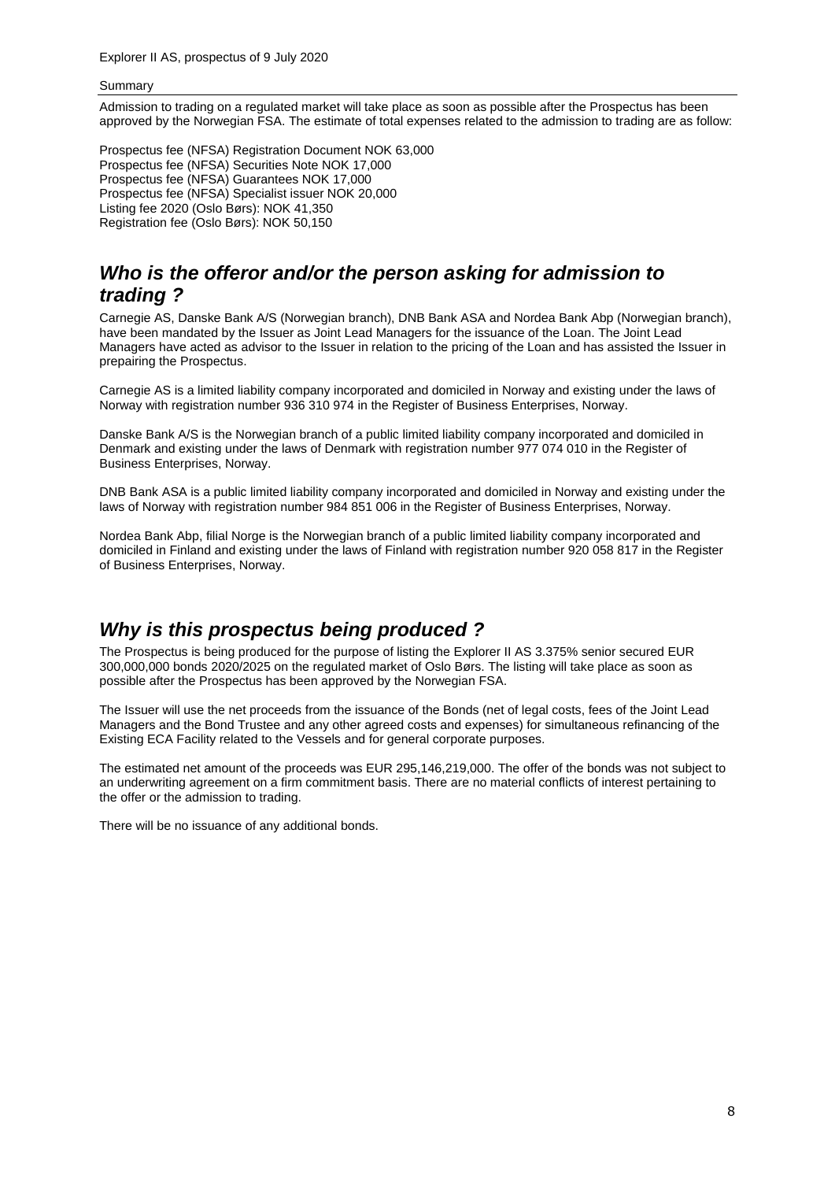Admission to trading on a regulated market will take place as soon as possible after the Prospectus has been approved by the Norwegian FSA. The estimate of total expenses related to the admission to trading are as follow:

Prospectus fee (NFSA) Registration Document NOK 63,000
Prospectus fee (NFSA) Securities Note NOK 17,000
Prospectus fee (NFSA) Guarantees NOK 17,000
Prospectus fee (NFSA) Specialist issuer NOK 20,000
Listing fee 2020 (Oslo Børs): NOK 41,350
Registration fee (Oslo Børs): NOK 50,150

## *Who is the offeror and/or the person asking for admission to trading ?*

Carnegie AS, Danske Bank A/S (Norwegian branch), DNB Bank ASA and Nordea Bank Abp (Norwegian branch), have been mandated by the Issuer as Joint Lead Managers for the issuance of the Loan. The Joint Lead Managers have acted as advisor to the Issuer in relation to the pricing of the Loan and has assisted the Issuer in prepairing the Prospectus.

Carnegie AS is a limited liability company incorporated and domiciled in Norway and existing under the laws of Norway with registration number 936 310 974 in the Register of Business Enterprises, Norway.

Danske Bank A/S is the Norwegian branch of a public limited liability company incorporated and domiciled in Denmark and existing under the laws of Denmark with registration number 977 074 010 in the Register of Business Enterprises, Norway.

DNB Bank ASA is a public limited liability company incorporated and domiciled in Norway and existing under the laws of Norway with registration number 984 851 006 in the Register of Business Enterprises, Norway.

Nordea Bank Abp, filial Norge is the Norwegian branch of a public limited liability company incorporated and domiciled in Finland and existing under the laws of Finland with registration number 920 058 817 in the Register of Business Enterprises, Norway.

## *Why is this prospectus being produced ?*

The Prospectus is being produced for the purpose of listing the Explorer II AS 3.375% senior secured EUR 300,000,000 bonds 2020/2025 on the regulated market of Oslo Børs. The listing will take place as soon as possible after the Prospectus has been approved by the Norwegian FSA.

The Issuer will use the net proceeds from the issuance of the Bonds (net of legal costs, fees of the Joint Lead Managers and the Bond Trustee and any other agreed costs and expenses) for simultaneous refinancing of the Existing ECA Facility related to the Vessels and for general corporate purposes.

The estimated net amount of the proceeds was EUR 295,146,219,000. The offer of the bonds was not subject to an underwriting agreement on a firm commitment basis. There are no material conflicts of interest pertaining to the offer or the admission to trading.

There will be no issuance of any additional bonds.